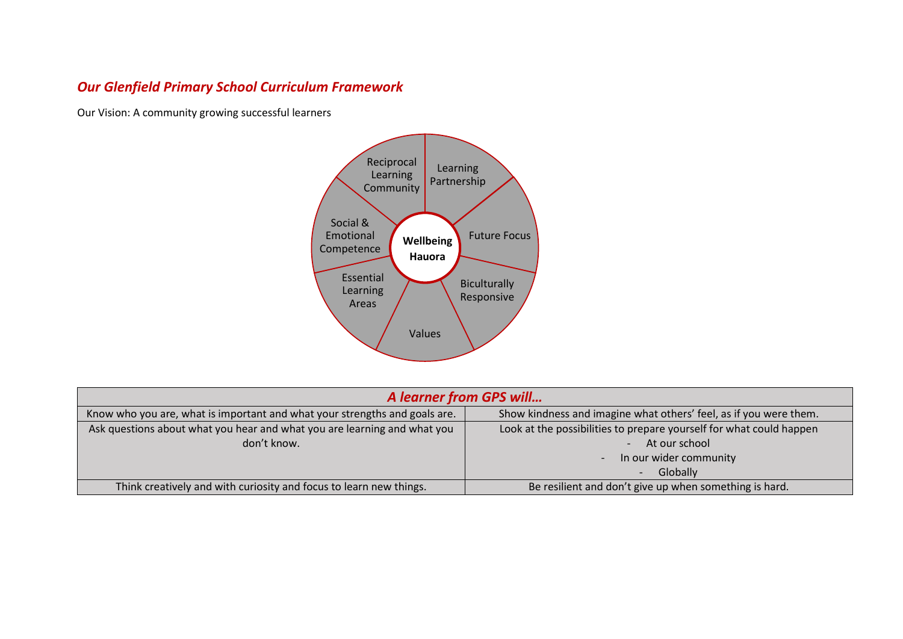## *Our Glenfield Primary School Curriculum Framework*

Our Vision: A community growing successful learners

Wellbeing Hauora

Reciprocal Learning Community

Learning Partnership

Future Focus

Biculturally Responsive

Values

Essential Learning Areas

Social & Emotional Competence

| *A learner from GPS will…* | |
|---|---|
| Know who you are, what is important and what your strengths and goals are. | Show kindness and imagine what others' feel, as if you were them. |
| Ask questions about what you hear and what you are learning and what you don't know. | Look at the possibilities to prepare yourself for what could happen<br>- At our school<br>- In our wider community<br>- Globally |
| Think creatively and with curiosity and focus to learn new things. | Be resilient and don't give up when something is hard. |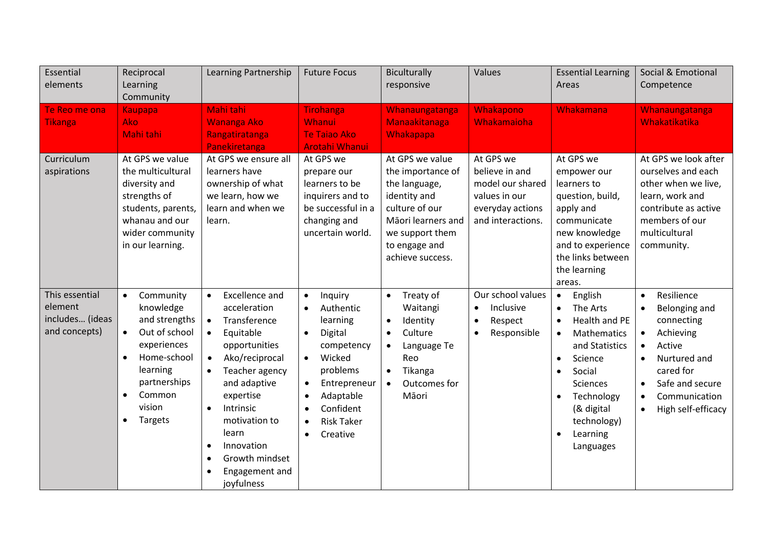| Essential elements | Reciprocal Learning Community | Learning Partnership | Future Focus | Biculturally responsive | Values | Essential Learning Areas | Social & Emotional Competence |
|---|---|---|---|---|---|---|---|
| Te Reo me ona Tikanga | Kaupapa<br>Ako<br>Mahi tahi | Mahi tahi<br>Wananga Ako<br>Rangatiratanga<br>Panekiretanga | Tirohanga Whanui<br>Te Taiao Ako<br>Arotahi Whanui | Whanaungatanga<br>Manaakitanaga<br>Whakapapa | Whakapono<br>Whakamaioha | Whakamana | Whanaungatanga<br>Whakatikatika |
| Curriculum aspirations | At GPS we value the multicultural diversity and strengths of students, parents, whanau and our wider community in our learning. | At GPS we ensure all learners have ownership of what we learn, how we learn and when we learn. | At GPS we prepare our learners to be inquirers and to be successful in a changing and uncertain world. | At GPS we value the importance of the language, identity and culture of our Māori learners and we support them to engage and achieve success. | At GPS we believe in and model our shared values in our everyday actions and interactions. | At GPS we empower our learners to question, build, apply and communicate new knowledge and to experience the links between the learning areas. | At GPS we look after ourselves and each other when we live, learn, work and contribute as active members of our multicultural community. |
| This essential element includes… (ideas and concepts) | • Community knowledge and strengths<br>• Out of school experiences<br>• Home-school learning partnerships<br>• Common vision<br>• Targets | • Excellence and acceleration<br>• Transference<br>• Equitable opportunities<br>• Ako/reciprocal<br>• Teacher agency and adaptive expertise<br>• Intrinsic motivation to learn<br>• Innovation<br>• Growth mindset<br>• Engagement and joyfulness | • Inquiry<br>• Authentic learning<br>• Digital competency<br>• Wicked problems<br>• Entrepreneur<br>• Adaptable<br>• Confident<br>• Risk Taker<br>• Creative | • Treaty of Waitangi<br>• Identity<br>• Culture<br>• Language Te Reo<br>• Tikanga<br>• Outcomes for Māori | Our school values<br>• Inclusive<br>• Respect<br>• Responsible | • English<br>• The Arts<br>• Health and PE<br>• Mathematics and Statistics<br>• Science<br>• Social Sciences<br>• Technology (& digital technology)<br>• Learning Languages | • Resilience<br>• Belonging and connecting<br>• Achieving<br>• Active<br>• Nurtured and cared for<br>• Safe and secure<br>• Communication<br>• High self-efficacy |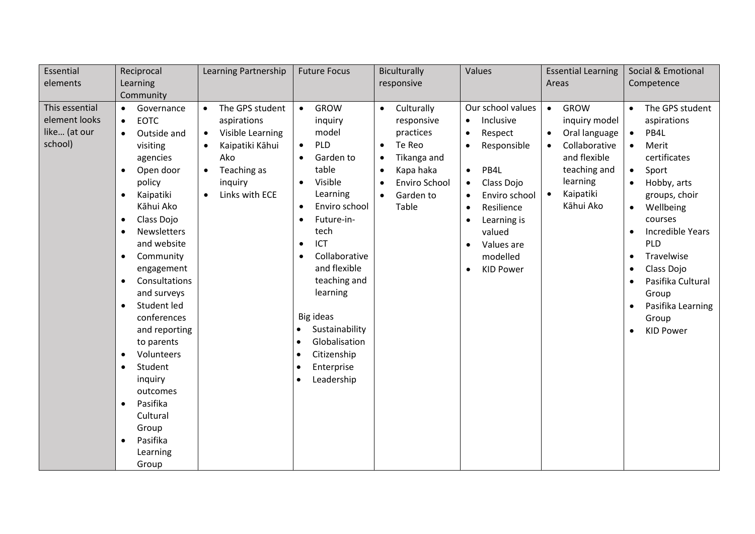| Essential elements | Reciprocal Learning Community | Learning Partnership | Future Focus | Biculturally responsive | Values | Essential Learning Areas | Social & Emotional Competence |
|---|---|---|---|---|---|---|---|
| This essential element looks like… (at our school) | • Governance<br>• EOTC<br>• Outside and visiting agencies<br>• Open door policy<br>• Kaipatiki Kāhui Ako<br>• Class Dojo<br>• Newsletters and website<br>• Community engagement<br>• Consultations and surveys<br>• Student led conferences and reporting to parents<br>• Volunteers<br>• Student inquiry outcomes<br>• Pasifika Cultural Group<br>• Pasifika Learning Group | • The GPS student aspirations<br>• Visible Learning<br>• Kaipatiki Kāhui Ako<br>• Teaching as inquiry<br>• Links with ECE | • GROW inquiry model<br>• PLD<br>• Garden to table<br>• Visible Learning<br>• Enviro school<br>• Future-in-tech<br>• ICT<br>• Collaborative and flexible teaching and learning<br><br>Big ideas<br>• Sustainability<br>• Globalisation<br>• Citizenship<br>• Enterprise<br>• Leadership | • Culturally responsive practices<br>• Te Reo<br>• Tikanga and<br>• Kapa haka<br>• Enviro School<br>• Garden to Table | Our school values<br>• Inclusive<br>• Respect<br>• Responsible<br><br>• PB4L<br>• Class Dojo<br>• Enviro school<br>• Resilience<br>• Learning is valued<br>• Values are modelled<br>• KID Power | • GROW inquiry model<br>• Oral language<br>• Collaborative and flexible teaching and learning<br>• Kaipatiki Kāhui Ako | • The GPS student aspirations<br>• PB4L<br>• Merit certificates<br>• Sport<br>• Hobby, arts groups, choir<br>• Wellbeing courses<br>• Incredible Years PLD<br>• Travelwise<br>• Class Dojo<br>• Pasifika Cultural Group<br>• Pasifika Learning Group<br>• KID Power |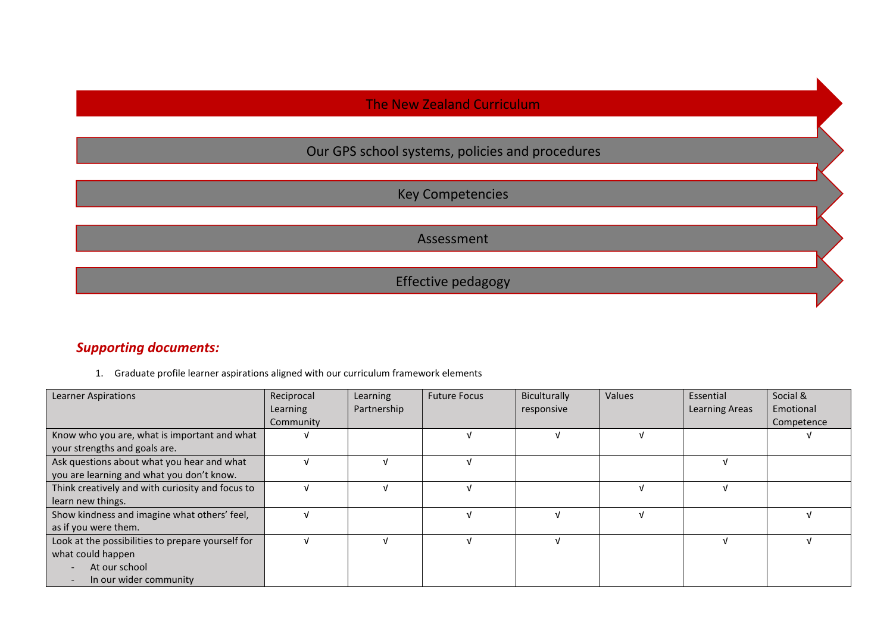The New Zealand Curriculum

Our GPS school systems, policies and procedures

Key Competencies

Assessment

Effective pedagogy

## ***Supporting documents:***

1. Graduate profile learner aspirations aligned with our curriculum framework elements

| Learner Aspirations | Reciprocal Learning Community | Learning Partnership | Future Focus | Biculturally responsive | Values | Essential Learning Areas | Social & Emotional Competence |
|---|---|---|---|---|---|---|---|
| Know who you are, what is important and what your strengths and goals are. | √ | | √ | √ | √ | | √ |
| Ask questions about what you hear and what you are learning and what you don't know. | √ | √ | √ | | | √ | |
| Think creatively and with curiosity and focus to learn new things. | √ | √ | √ | | √ | √ | |
| Show kindness and imagine what others' feel, as if you were them. | √ | | √ | √ | √ | | √ |
| Look at the possibilities to prepare yourself for what could happen<br>- At our school<br>- In our wider community | √ | √ | √ | √ | | √ | √ |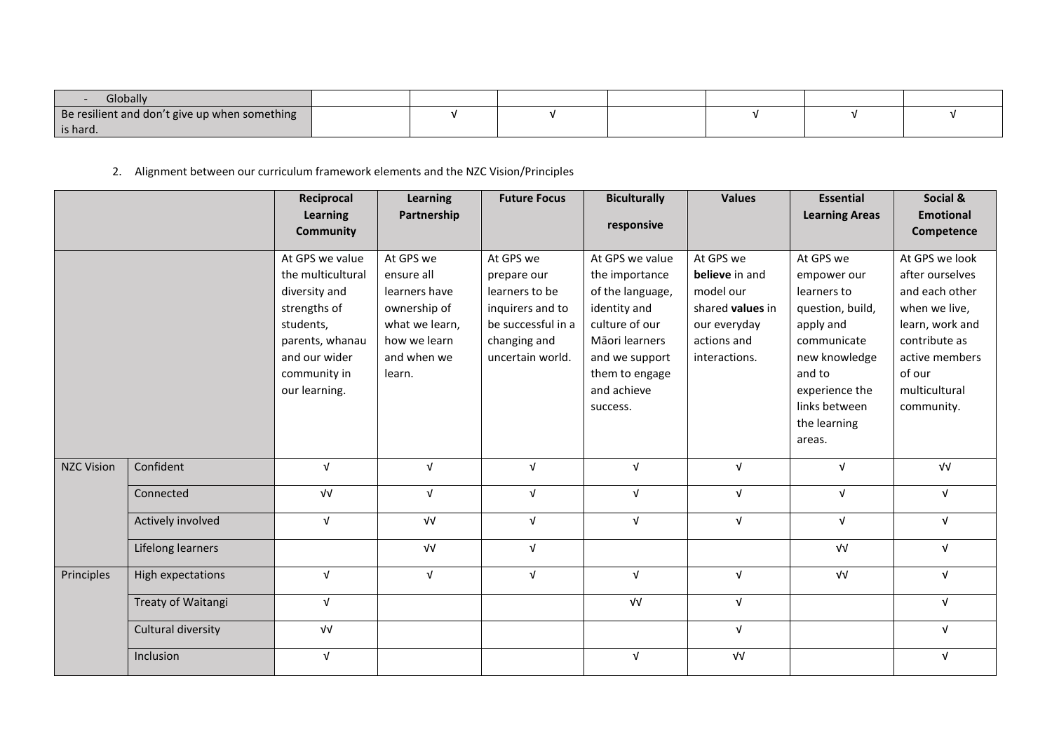| | | | | | | | |
|---|---|---|---|---|---|---|---|
| - Globally | | | | | | | |
| Be resilient and don't give up when something is hard. | | √ | √ | | √ | √ | √ |

2. Alignment between our curriculum framework elements and the NZC Vision/Principles

| | | Reciprocal Learning Community | Learning Partnership | Future Focus | Biculturally responsive | Values | Essential Learning Areas | Social & Emotional Competence |
|---|---|---|---|---|---|---|---|---|
| | | At GPS we value the multicultural diversity and strengths of students, parents, whanau and our wider community in our learning. | At GPS we ensure all learners have ownership of what we learn, how we learn and when we learn. | At GPS we prepare our learners to be inquirers and to be successful in a changing and uncertain world. | At GPS we value the importance of the language, identity and culture of our Māori learners and we support them to engage and achieve success. | At GPS we **believe** in and model our shared **values** in our everyday actions and interactions. | At GPS we empower our learners to question, build, apply and communicate new knowledge and to experience the links between the learning areas. | At GPS we look after ourselves and each other when we live, learn, work and contribute as active members of our multicultural community. |
| NZC Vision | Confident | √ | √ | √ | √ | √ | √ | √√ |
| | Connected | √√ | √ | √ | √ | √ | √ | √ |
| | Actively involved | √ | √√ | √ | √ | √ | √ | √ |
| | Lifelong learners | | √√ | √ | | | √√ | √ |
| Principles | High expectations | √ | √ | √ | √ | √ | √√ | √ |
| | Treaty of Waitangi | √ | | | √√ | √ | | √ |
| | Cultural diversity | √√ | | | | √ | | √ |
| | Inclusion | √ | | | √ | √√ | | √ |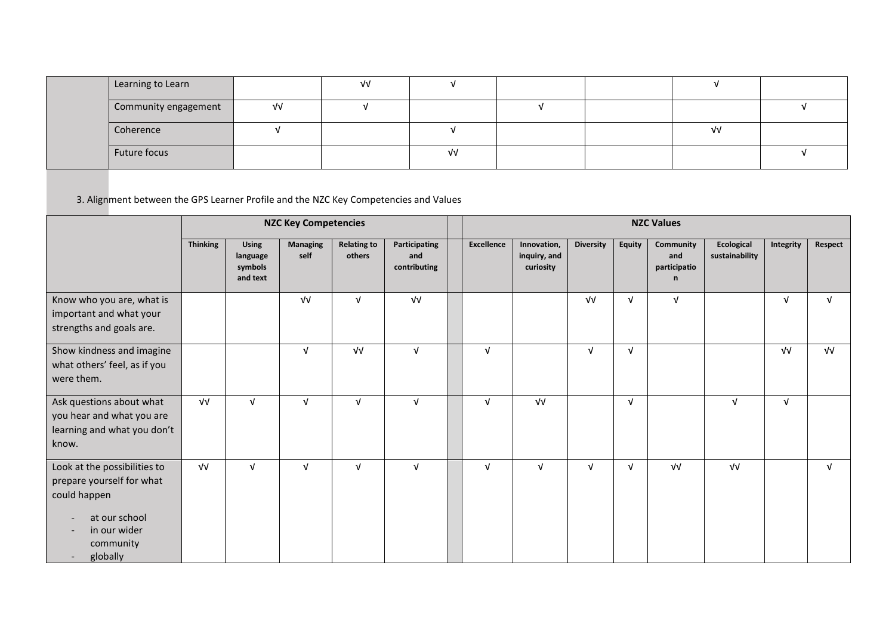| | | | | | | | |
|---|---|---|---|---|---|---|---|
| | Learning to Learn | | √√ | √ | | | √ | |
| | Community engagement | √√ | √ | | √ | | | √ |
| | Coherence | √ | | √ | | | √√ | |
| | Future focus | | | √√ | | | | √ |

3. Alignment between the GPS Learner Profile and the NZC Key Competencies and Values

| | NZC Key Competencies | | | | | | NZC Values | | | | | | | |
|---|---|---|---|---|---|---|---|---|---|---|---|---|---|---|
| | Thinking | Using language symbols and text | Managing self | Relating to others | Participating and contributing | | Excellence | Innovation, inquiry, and curiosity | Diversity | Equity | Community and participation | Ecological sustainability | Integrity | Respect |
| Know who you are, what is important and what your strengths and goals are. | | | √√ | √ | √√ | | | | √√ | √ | √ | | √ | √ |
| Show kindness and imagine what others' feel, as if you were them. | | | √ | √√ | √ | | √ | | √ | √ | | | √√ | √√ |
| Ask questions about what you hear and what you are learning and what you don't know. | √√ | √ | √ | √ | √ | | √ | √√ | | √ | | √ | √ | |
| Look at the possibilities to prepare yourself for what could happen<br>- at our school<br>- in our wider community<br>- globally | √√ | √ | √ | √ | √ | | √ | √ | √ | √ | √√ | √√ | | √ |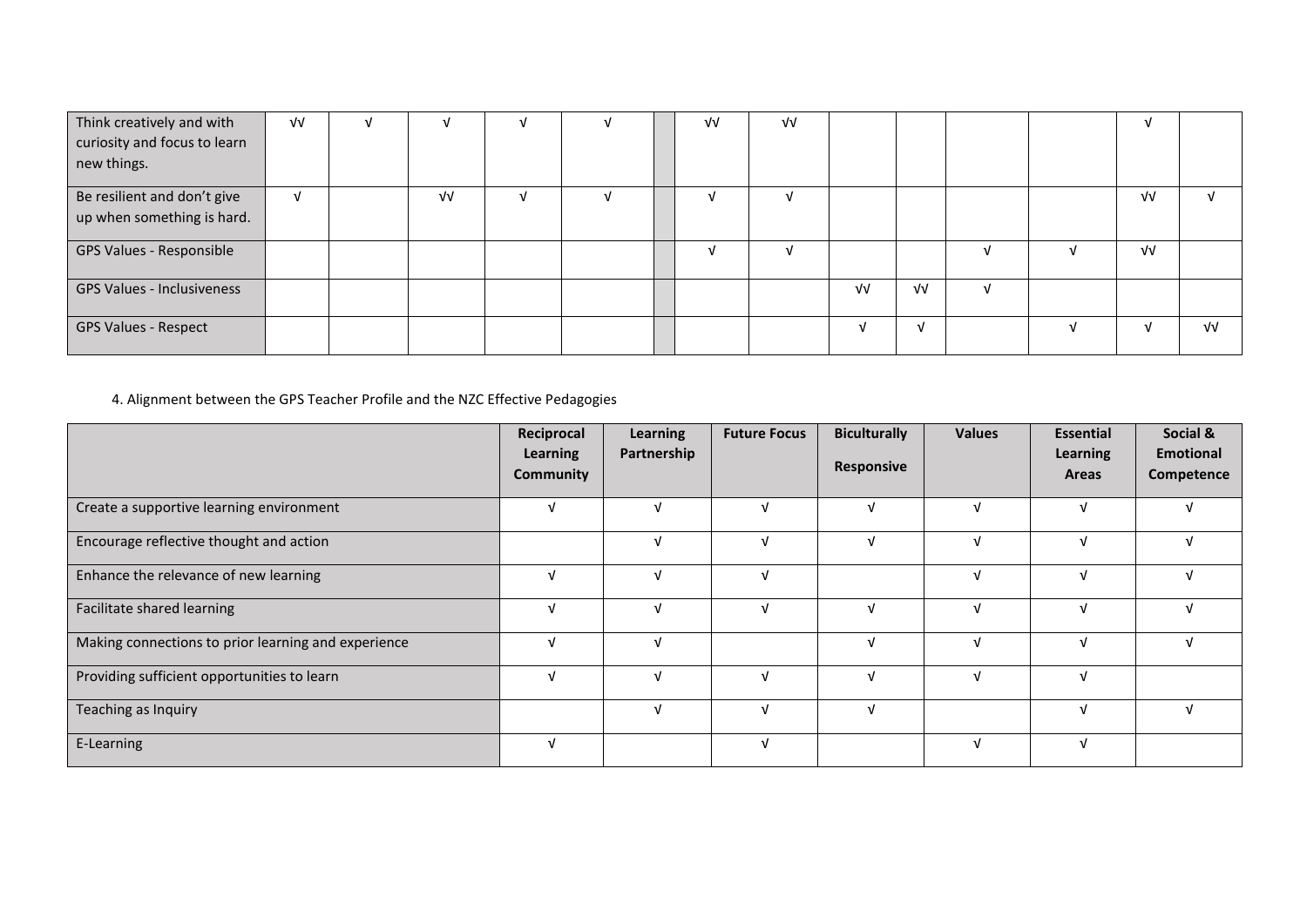| | | | | | | | | | | | | | | |
|---|---|---|---|---|---|---|---|---|---|---|---|---|---|---|
| Think creatively and with curiosity and focus to learn new things. | √√ | √ | √ | √ | √ | | √√ | √√ | | | | | √ | |
| Be resilient and don't give up when something is hard. | √ | | √√ | √ | √ | | √ | √ | | | | | √√ | √ |
| GPS Values - Responsible | | | | | | | √ | √ | | | √ | √ | √√ | |
| GPS Values - Inclusiveness | | | | | | | | | √√ | √√ | √ | | | |
| GPS Values - Respect | | | | | | | | | √ | √ | | √ | √ | √√ |

4. Alignment between the GPS Teacher Profile and the NZC Effective Pedagogies

| | Reciprocal Learning Community | Learning Partnership | Future Focus | Biculturally Responsive | Values | Essential Learning Areas | Social & Emotional Competence |
|---|---|---|---|---|---|---|---|
| Create a supportive learning environment | √ | √ | √ | √ | √ | √ | √ |
| Encourage reflective thought and action | | √ | √ | √ | √ | √ | √ |
| Enhance the relevance of new learning | √ | √ | √ | | √ | √ | √ |
| Facilitate shared learning | √ | √ | √ | √ | √ | √ | √ |
| Making connections to prior learning and experience | √ | √ | | √ | √ | √ | √ |
| Providing sufficient opportunities to learn | √ | √ | √ | √ | √ | √ | |
| Teaching as Inquiry | | √ | √ | √ | | √ | √ |
| E-Learning | √ | | √ | | √ | √ | |